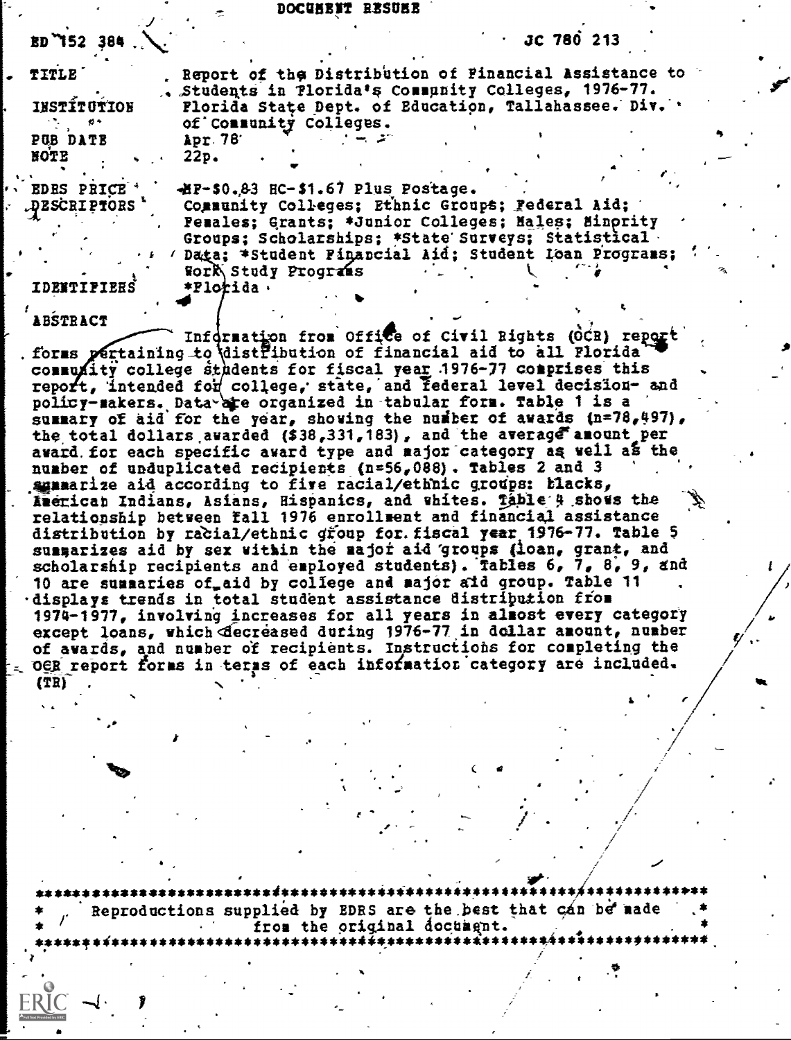# DOCUMENT RESUME

ED 152 384 JC 780 213

| | |
|---|---|
| TITLE | Report of the Distribution of Financial Assistance to Students in Florida's Community Colleges, 1976-77. |
| INSTITUTION | Florida State Dept. of Education, Tallahassee. Div. of Community Colleges. |
| PUB DATE | Apr 78 |
| NOTE | 22p. |
| EDRS PRICE | MF-$0.83 HC-$1.67 Plus Postage. |
| DESCRIPTORS | Community Colleges; Ethnic Groups; Federal Aid; Females; Grants; *Junior Colleges; Males; Minority Groups; Scholarships; *State Surveys; Statistical Data; *Student Financial Aid; Student Loan Programs; Work Study Programs |
| IDENTIFIERS | *Florida |

## ABSTRACT

Information from Office of Civil Rights (OCR) report forms pertaining to distribution of financial aid to all Florida community college students for fiscal year 1976-77 comprises this report, intended for college, state, and federal level decision- and policy-makers. Data are organized in tabular form. Table 1 is a summary of aid for the year, showing the number of awards (n=78,497), the total dollars awarded ($38,331,183), and the average amount per award for each specific award type and major category as well as the number of unduplicated recipients (n=56,088). Tables 2 and 3 summarize aid according to five racial/ethnic groups: blacks, American Indians, Asians, Hispanics, and whites. Table 4 shows the relationship between fall 1976 enrollment and financial assistance distribution by racial/ethnic group for fiscal year 1976-77. Table 5 summarizes aid by sex within the major aid groups (loan, grant, and scholarship recipients and employed students). Tables 6, 7, 8, 9, and 10 are summaries of aid by college and major aid group. Table 11 displays trends in total student assistance distribution from 1974-1977, involving increases for all years in almost every category except loans, which decreased during 1976-77 in dollar amount, number of awards, and number of recipients. Instructions for completing the OCR report forms in terms of each information category are included. (TR)

---

Reproductions supplied by EDRS are the best that can be made from the original document.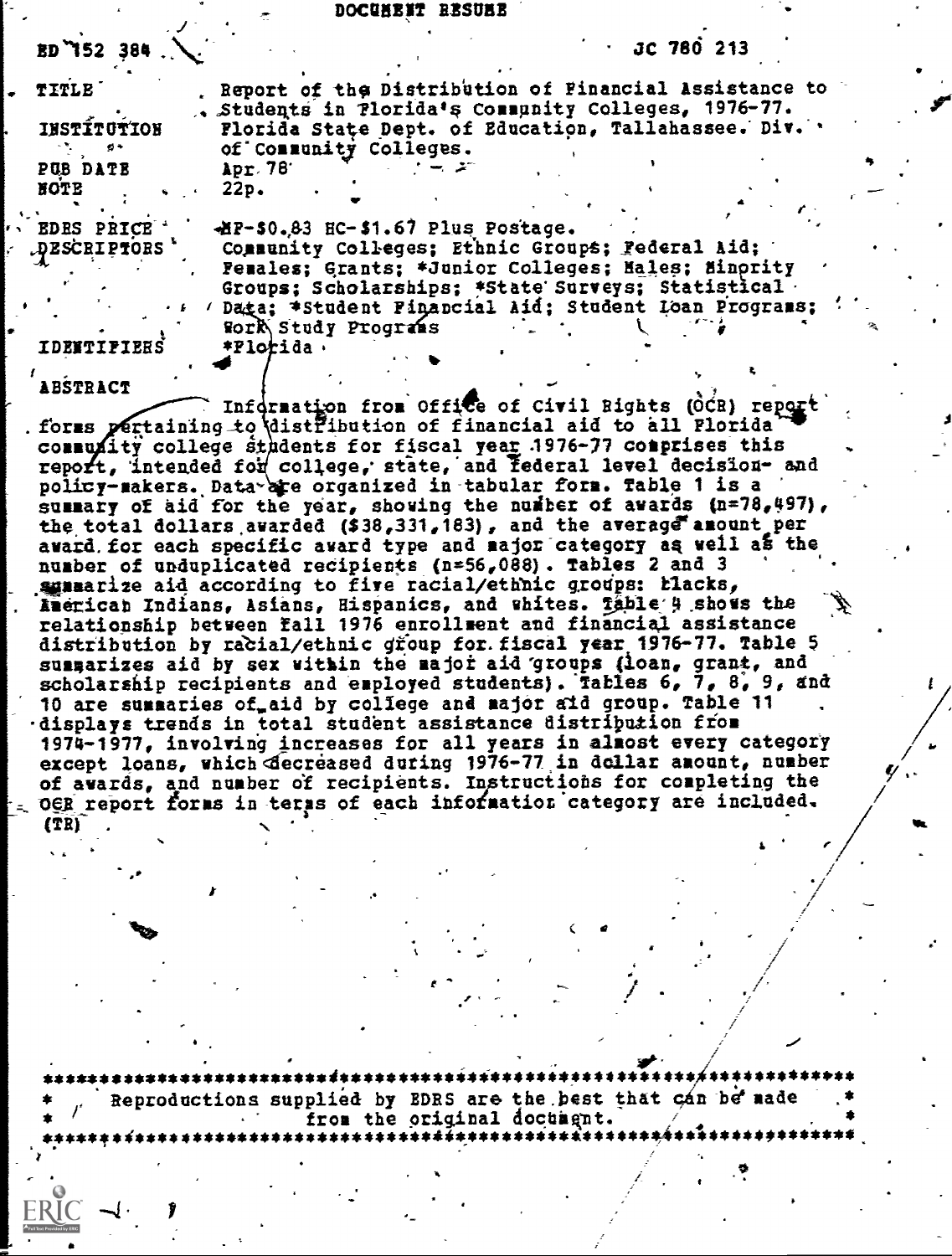DOCUMENT RESUME

| | |
|---|---|
| ED 152 384 | JC 780 213 |
| TITLE | Report of the Distribution of Financial Assistance to Students in Florida's Community Colleges, 1976-77. |
| INSTITUTION | Florida State Dept. of Education, Tallahassee. Div. of Community Colleges. |
| PUB DATE | Apr 78 |
| NOTE | 22p. |
| EDRS PRICE | MF-$0.83 HC-$1.67 Plus Postage. |
| DESCRIPTORS | Community Colleges; Ethnic Groups; Federal Aid; Females; Grants; *Junior Colleges; Males; Minority Groups; Scholarships; *State Surveys; Statistical Data; *Student Financial Aid; Student Loan Programs; Work Study Programs |
| IDENTIFIERS | *Florida |

ABSTRACT

Information from Office of Civil Rights (OCR) report forms pertaining to distribution of financial aid to all Florida community college students for fiscal year 1976-77 comprises this report, intended for college, state, and federal level decision- and policy-makers. Data are organized in tabular form. Table 1 is a summary of aid for the year, showing the number of awards (n=78,497), the total dollars awarded ($38,331,183), and the average amount per award for each specific award type and major category as well as the number of unduplicated recipients (n=56,088). Tables 2 and 3 summarize aid according to five racial/ethnic groups: blacks, American Indians, Asians, Hispanics, and whites. Table 4 shows the relationship between fall 1976 enrollment and financial assistance distribution by racial/ethnic group for fiscal year 1976-77. Table 5 summarizes aid by sex within the major aid groups (loan, grant, and scholarship recipients and employed students). Tables 6, 7, 8, 9, and 10 are summaries of aid by college and major aid group. Table 11 displays trends in total student assistance distribution from 1974-1977, involving increases for all years in almost every category except loans, which decreased during 1976-77 in dollar amount, number of awards, and number of recipients. Instructions for completing the OCR report forms in terms of each information category are included. (TR)

\*\*\*\*\*\*\*\*\*\*\*\*\*\*\*\*\*\*\*\*\*\*\*\*\*\*\*\*\*\*\*\*\*\*\*\*\*\*\*\*\*\*\*\*\*\*\*\*\*\*\*\*\*\*\*\*\*\*\*\*\*\*\*\*\*\*\*\*\*\*

\* Reproductions supplied by EDRS are the best that can be made \*
\* from the original document. \*

\*\*\*\*\*\*\*\*\*\*\*\*\*\*\*\*\*\*\*\*\*\*\*\*\*\*\*\*\*\*\*\*\*\*\*\*\*\*\*\*\*\*\*\*\*\*\*\*\*\*\*\*\*\*\*\*\*\*\*\*\*\*\*\*\*\*\*\*\*\*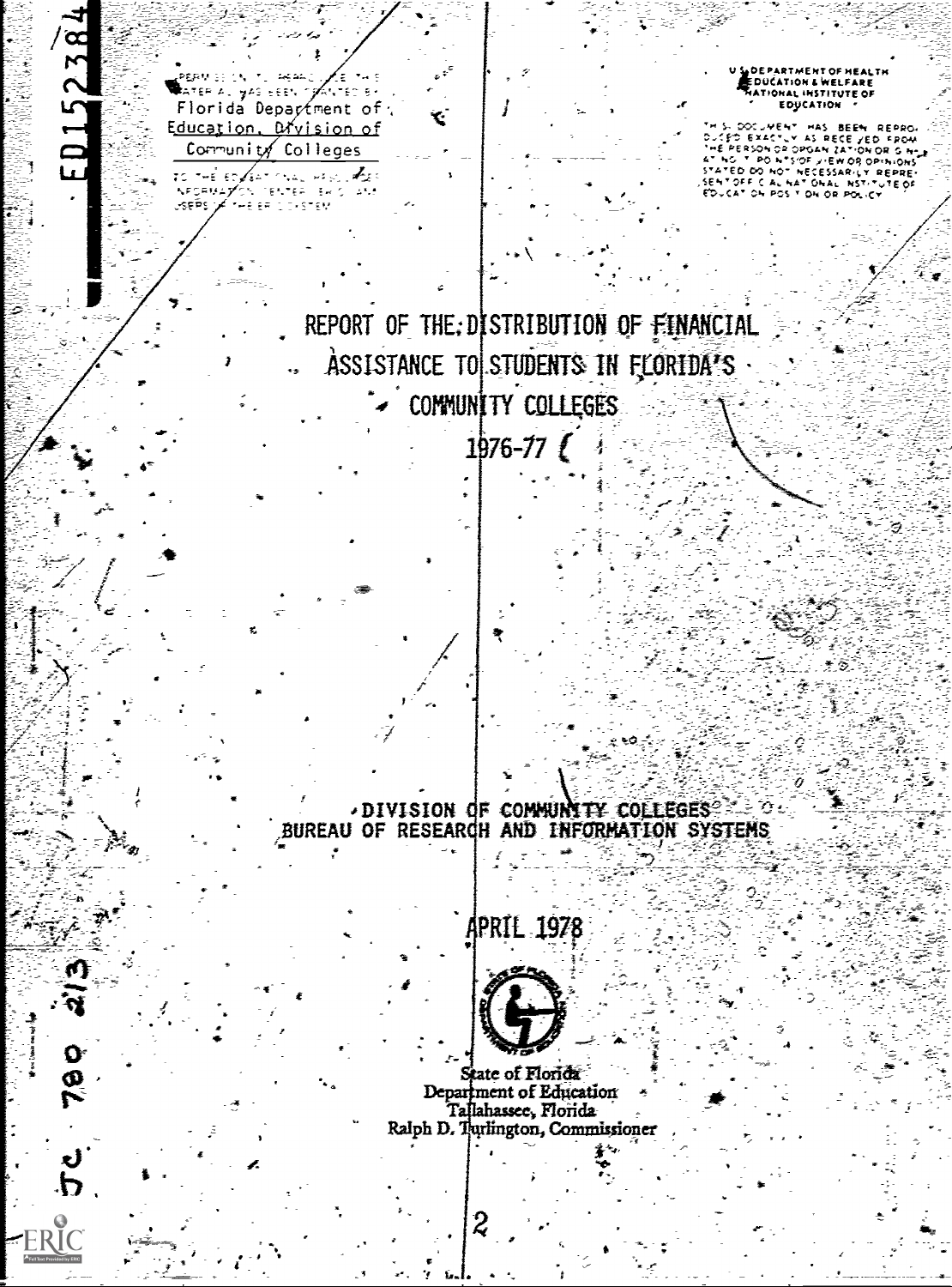ED152384

PERMISSION TO REPRODUCE THIS MATERIAL HAS BEEN GRANTED BY
Florida Department of Education, Division of Community Colleges
TO THE EDUCATIONAL RESOURCES INFORMATION CENTER (ERIC) AND USERS OF THE ERIC SYSTEM

U.S. DEPARTMENT OF HEALTH EDUCATION & WELFARE NATIONAL INSTITUTE OF EDUCATION

THIS DOCUMENT HAS BEEN REPRODUCED EXACTLY AS RECEIVED FROM THE PERSON OR ORGANIZATION ORIGINATING IT. POINTS OF VIEW OR OPINIONS STATED DO NOT NECESSARILY REPRESENT OFFICIAL NATIONAL INSTITUTE OF EDUCATION POSITION OR POLICY

# REPORT OF THE DISTRIBUTION OF FINANCIAL ASSISTANCE TO STUDENTS IN FLORIDA'S COMMUNITY COLLEGES

## 1976-77

DIVISION OF COMMUNITY COLLEGES
BUREAU OF RESEARCH AND INFORMATION SYSTEMS

APRIL 1978

State of Florida
Department of Education
Tallahassee, Florida
Ralph D. Turlington, Commissioner

JC 780 213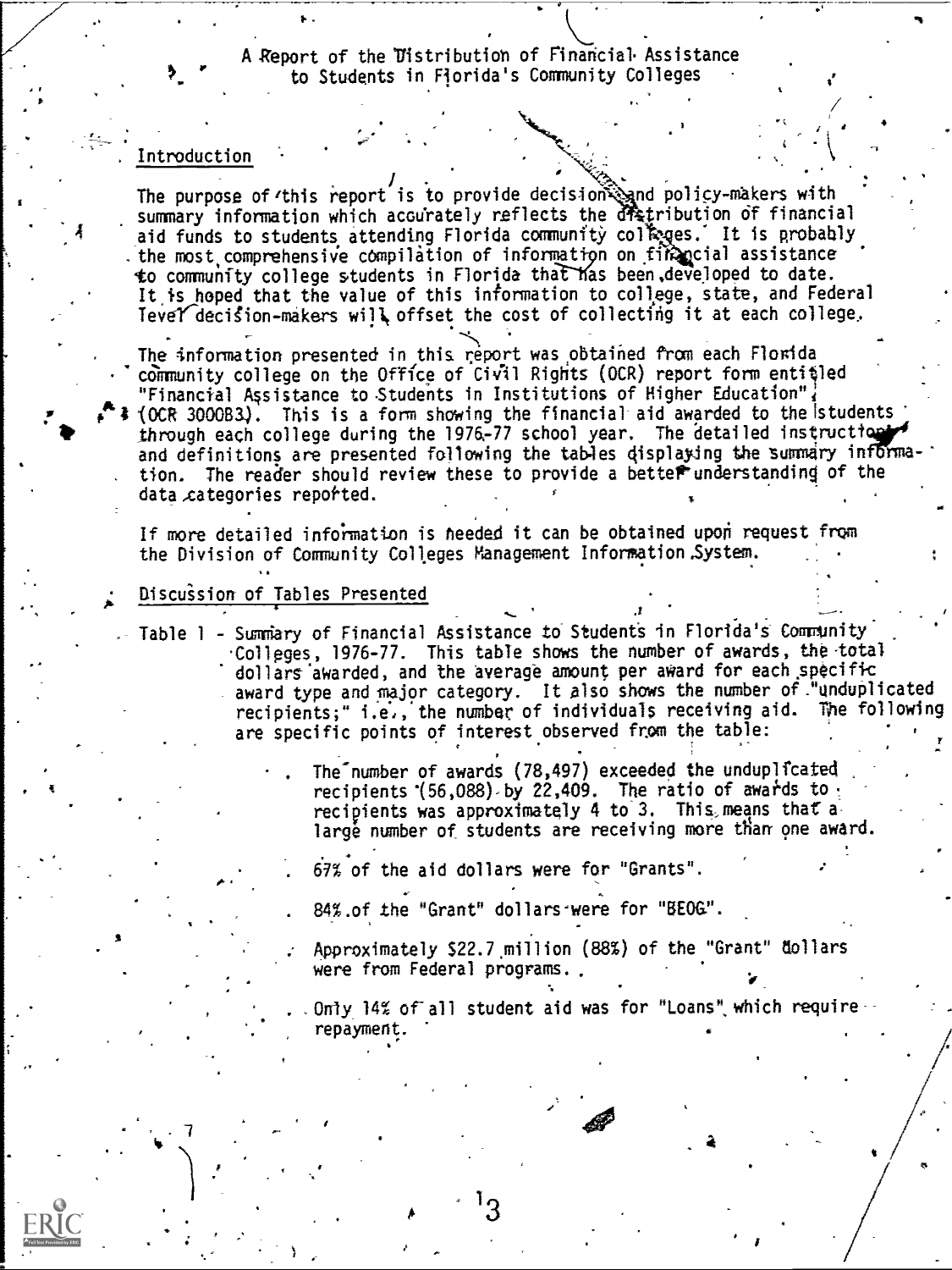# A Report of the Distribution of Financial Assistance to Students in Florida's Community Colleges

## Introduction

The purpose of this report is to provide decision and policy-makers with summary information which accurately reflects the distribution of financial aid funds to students attending Florida community colleges. It is probably the most comprehensive compilation of information on financial assistance to community college students in Florida that has been developed to date. It is hoped that the value of this information to college, state, and Federal level decision-makers will offset the cost of collecting it at each college.

The information presented in this report was obtained from each Florida community college on the Office of Civil Rights (OCR) report form entitled "Financial Assistance to Students in Institutions of Higher Education", (OCR 3000B3). This is a form showing the financial aid awarded to the students through each college during the 1976-77 school year. The detailed instructions and definitions are presented following the tables displaying the summary information. The reader should review these to provide a better understanding of the data categories reported.

If more detailed information is needed it can be obtained upon request from the Division of Community Colleges Management Information System.

## Discussion of Tables Presented

Table 1 - Summary of Financial Assistance to Students in Florida's Community Colleges, 1976-77. This table shows the number of awards, the total dollars awarded, and the average amount per award for each specific award type and major category. It also shows the number of "unduplicated recipients;" i.e., the number of individuals receiving aid. The following are specific points of interest observed from the table:

- The number of awards (78,497) exceeded the unduplicated recipients (56,088) by 22,409. The ratio of awards to recipients was approximately 4 to 3. This means that a large number of students are receiving more than one award.
- 67% of the aid dollars were for "Grants".
- 84% of the "Grant" dollars were for "BEOG".
- Approximately $22.7 million (88%) of the "Grant" dollars were from Federal programs.
- Only 14% of all student aid was for "Loans" which require repayment.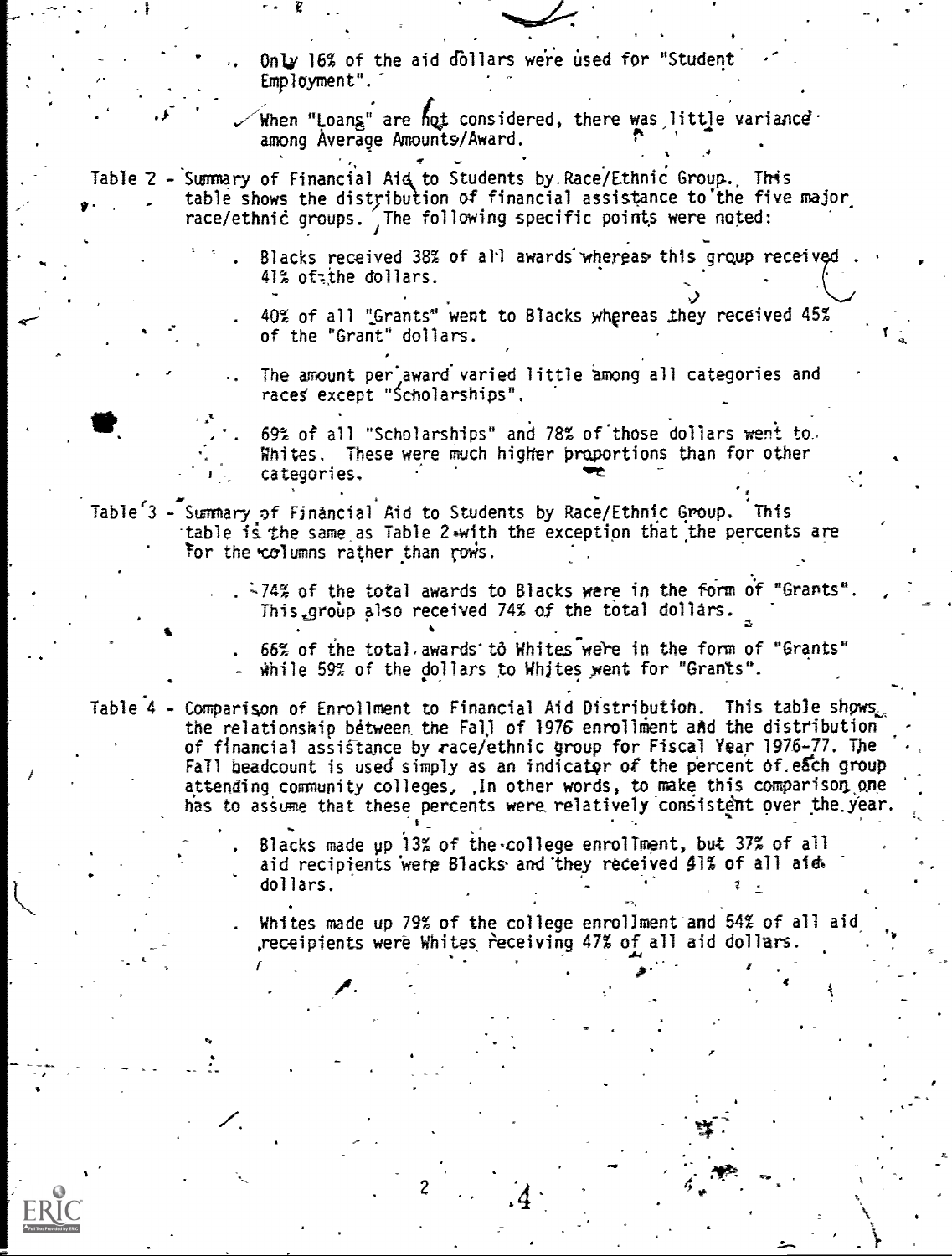- Only 16% of the aid dollars were used for "Student Employment".
- When "Loans" are not considered, there was little variance among Average Amounts/Award.

Table 2 - Summary of Financial Aid to Students by Race/Ethnic Group. This table shows the distribution of financial assistance to the five major race/ethnic groups. The following specific points were noted:

- Blacks received 38% of all awards whereas this group received 41% of the dollars.
- 40% of all "Grants" went to Blacks whereas they received 45% of the "Grant" dollars.
- The amount per award varied little among all categories and races except "Scholarships".
- 69% of all "Scholarships" and 78% of those dollars went to Whites. These were much higher proportions than for other categories.

Table 3 - Summary of Financial Aid to Students by Race/Ethnic Group. This table is the same as Table 2 with the exception that the percents are for the columns rather than rows.

- 74% of the total awards to Blacks were in the form of "Grants". This group also received 74% of the total dollars.
- 66% of the total awards to Whites were in the form of "Grants" while 59% of the dollars to Whites went for "Grants".

Table 4 - Comparison of Enrollment to Financial Aid Distribution. This table shows the relationship between the Fall of 1976 enrollment and the distribution of financial assistance by race/ethnic group for Fiscal Year 1976-77. The Fall headcount is used simply as an indicator of the percent of each group attending community colleges. In other words, to make this comparison one has to assume that these percents were relatively consistent over the year.

- Blacks made up 13% of the college enrollment, but 37% of all aid recipients were Blacks and they received 41% of all aid dollars.
- Whites made up 79% of the college enrollment and 54% of all aid receipients were Whites receiving 47% of all aid dollars.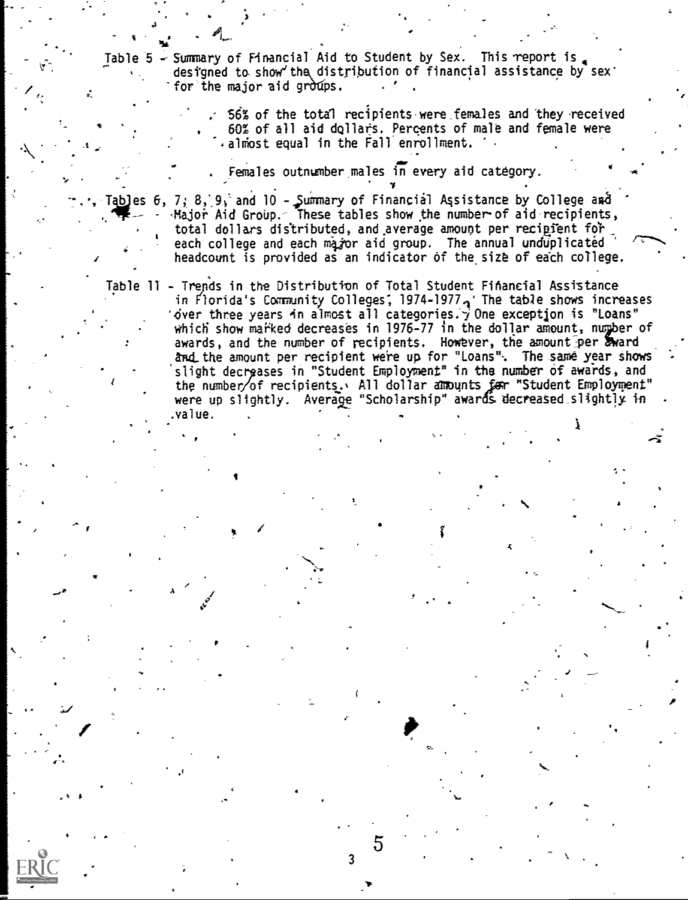Table 5 - Summary of Financial Aid to Student by Sex. This report is designed to show the distribution of financial assistance by sex for the major aid groups.

- 56% of the total recipients were females and they received 60% of all aid dollars. Percents of male and female were almost equal in the Fall enrollment.

- Females outnumber males in every aid category.

Tables 6, 7, 8, 9, and 10 - Summary of Financial Assistance by College and Major Aid Group. These tables show the number of aid recipients, total dollars distributed, and average amount per recipient for each college and each major aid group. The annual unduplicated headcount is provided as an indicator of the size of each college.

Table 11 - Trends in the Distribution of Total Student Financial Assistance in Florida's Community Colleges, 1974-1977. The table shows increases over three years in almost all categories. One exception is "Loans" which show marked decreases in 1976-77 in the dollar amount, number of awards, and the number of recipients. However, the amount per award and the amount per recipient were up for "Loans". The same year shows slight decreases in "Student Employment" in the number of awards, and the number of recipients. All dollar amounts for "Student Employment" were up slightly. Average "Scholarship" awards decreased slightly in value.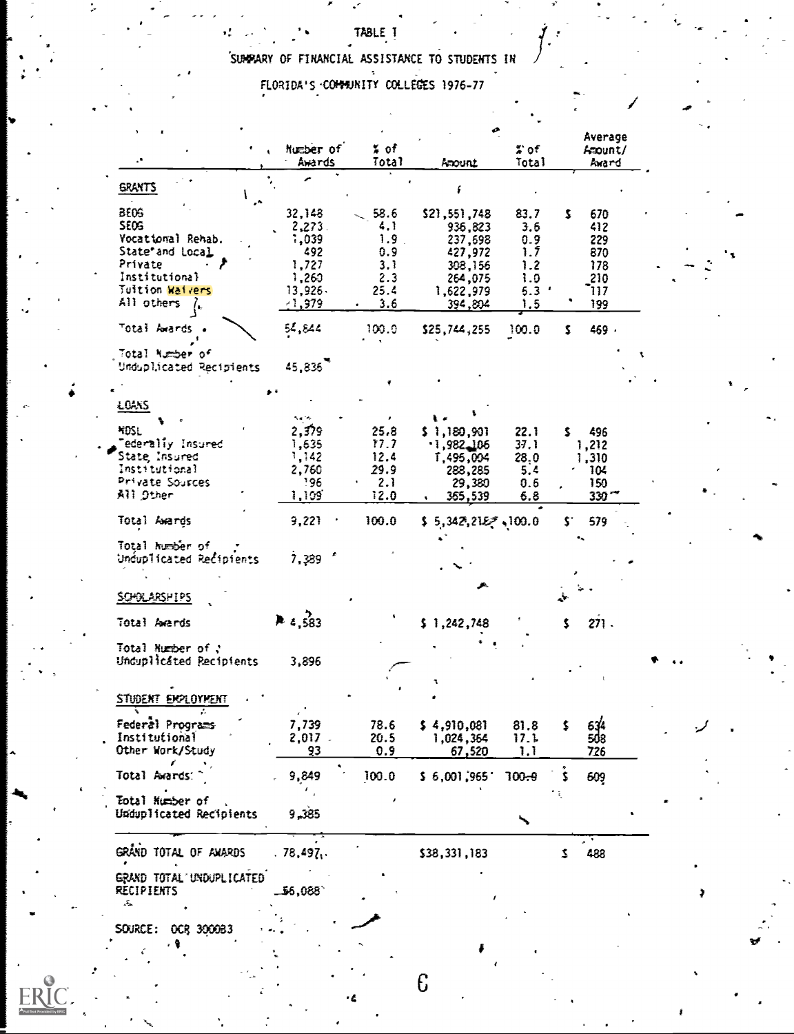TABLE 1

SUMMARY OF FINANCIAL ASSISTANCE TO STUDENTS IN

FLORIDA'S COMMUNITY COLLEGES 1976-77

| | Number of Awards | % of Total | Amount | % of Total | Average Amount/ Award |
|---|---|---|---|---|---|
| **GRANTS** | | | | | |
| BEOG | 32,148 | 58.6 | $21,551,748 | 83.7 | $ 670 |
| SEOG | 2,273 | 4.1 | 936,823 | 3.6 | 412 |
| Vocational Rehab. | 1,039 | 1.9 | 237,698 | 0.9 | 229 |
| State and Local | 492 | 0.9 | 427,972 | 1.7 | 870 |
| Private | 1,727 | 3.1 | 308,156 | 1.2 | 178 |
| Institutional | 1,260 | 2.3 | 264,075 | 1.0 | 210 |
| Tuition Waivers | 13,926 | 25.4 | 1,622,979 | 6.3 | 117 |
| All others | 1,979 | 3.6 | 394,804 | 1.5 | 199 |
| Total Awards | 54,844 | 100.0 | $25,744,255 | 100.0 | $ 469 |
| Total Number of Unduplicated Recipients | 45,836 | | | | |
| **LOANS** | | | | | |
| NDSL | 2,379 | 25.8 | $ 1,180,901 | 22.1 | $ 496 |
| Federally Insured | 1,635 | 17.7 | 1,982,106 | 37.1 | 1,212 |
| State Insured | 1,142 | 12.4 | 1,495,004 | 28.0 | 1,310 |
| Institutional | 2,760 | 29.9 | 288,285 | 5.4 | 104 |
| Private Sources | 196 | 2.1 | 29,380 | 0.6 | 150 |
| All Other | 1,109 | 12.0 | 365,539 | 6.8 | 330 |
| Total Awards | 9,221 | 100.0 | $ 5,342,215 | 100.0 | $ 579 |
| Total Number of Unduplicated Recipients | 7,389 | | | | |
| **SCHOLARSHIPS** | | | | | |
| Total Awards | 4,583 | | $ 1,242,748 | | $ 271 |
| Total Number of Unduplicated Recipients | 3,896 | | | | |
| **STUDENT EMPLOYMENT** | | | | | |
| Federal Programs | 7,739 | 78.6 | $ 4,910,081 | 81.8 | $ 634 |
| Institutional | 2,017 | 20.5 | 1,024,364 | 17.1 | 508 |
| Other Work/Study | 93 | 0.9 | 67,520 | 1.1 | 726 |
| Total Awards | 9,849 | 100.0 | $ 6,001,965 | 100.0 | $ 609 |
| Total Number of Unduplicated Recipients | 9,385 | | | | |
| GRAND TOTAL OF AWARDS | 78,497 | | $38,331,183 | | $ 488 |
| GRAND TOTAL UNDUPLICATED RECIPIENTS | 56,088 | | | | |

SOURCE: OCR 300083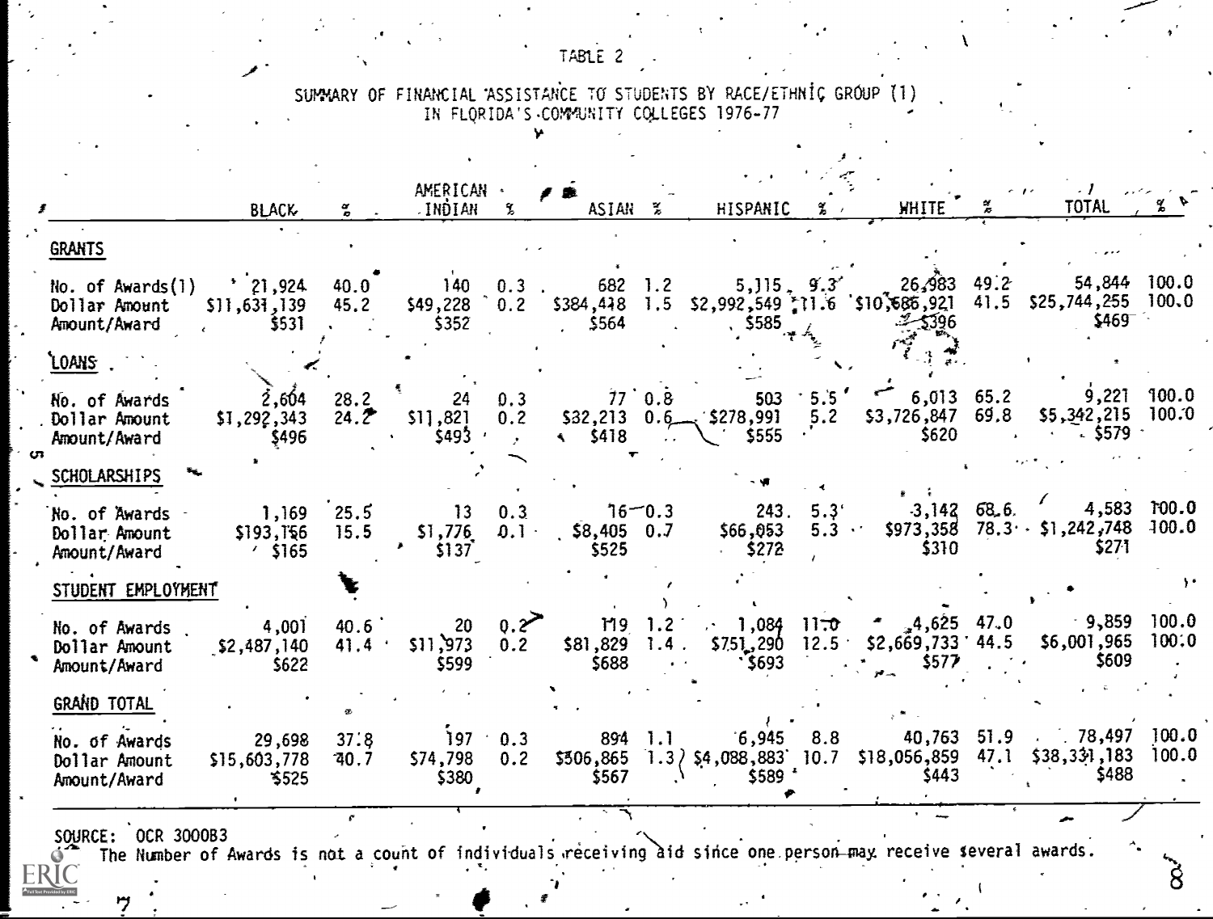TABLE 2

SUMMARY OF FINANCIAL ASSISTANCE TO STUDENTS BY RACE/ETHNIC GROUP (1)
IN FLORIDA'S COMMUNITY COLLEGES 1976-77

| | BLACK | % | AMERICAN INDIAN | % | ASIAN | % | HISPANIC | % | WHITE | % | TOTAL | % |
|---|---|---|---|---|---|---|---|---|---|---|---|---|
| **GRANTS** | | | | | | | | | | | | |
| No. of Awards(1) | 21,924 | 40.0 | 140 | 0.3 | 682 | 1.2 | 5,115 | 9.3 | 26,983 | 49.2 | 54,844 | 100.0 |
| Dollar Amount | $11,631,139 | 45.2 | $49,228 | 0.2 | $384,418 | 1.5 | $2,992,549 | 11.6 | $10,686,921 | 41.5 | $25,744,255 | 100.0 |
| Amount/Award | $531 | | $352 | | $564 | | $585 | | $396 | | $469 | |
| **LOANS** | | | | | | | | | | | | |
| No. of Awards | 2,604 | 28.2 | 24 | 0.3 | 77 | 0.8 | 503 | 5.5 | 6,013 | 65.2 | 9,221 | 100.0 |
| Dollar Amount | $1,292,343 | 24.2 | $11,821 | 0.2 | $32,213 | 0.6 | $278,991 | 5.2 | $3,726,847 | 69.8 | $5,342,215 | 100.0 |
| Amount/Award | $496 | | $493 | | $418 | | $555 | | $620 | | $579 | |
| **SCHOLARSHIPS** | | | | | | | | | | | | |
| No. of Awards | 1,169 | 25.5 | 13 | 0.3 | 16 | 0.3 | 243 | 5.3 | 3,142 | 68.6 | 4,583 | 100.0 |
| Dollar Amount | $193,156 | 15.5 | $1,776 | 0.1 | $8,405 | 0.7 | $66,053 | 5.3 | $973,358 | 78.3 | $1,242,748 | 100.0 |
| Amount/Award | $165 | | $137 | | $525 | | $272 | | $310 | | $271 | |
| **STUDENT EMPLOYMENT** | | | | | | | | | | | | |
| No. of Awards | 4,001 | 40.6 | 20 | 0.2 | 119 | 1.2 | 1,084 | 11.0 | 4,625 | 47.0 | 9,859 | 100.0 |
| Dollar Amount | $2,487,140 | 41.4 | $11,973 | 0.2 | $81,829 | 1.4 | $751,290 | 12.5 | $2,669,733 | 44.5 | $6,001,965 | 100.0 |
| Amount/Award | $622 | | $599 | | $688 | | $693 | | $577 | | $609 | |
| **GRAND TOTAL** | | | | | | | | | | | | |
| No. of Awards | 29,698 | 37.8 | 197 | 0.3 | 894 | 1.1 | 6,945 | 8.8 | 40,763 | 51.9 | 78,497 | 100.0 |
| Dollar Amount | $15,603,778 | 40.7 | $74,798 | 0.2 | $506,865 | 1.3 | $4,088,883 | 10.7 | $18,056,859 | 47.1 | $38,331,183 | 100.0 |
| Amount/Award | $525 | | $380 | | $567 | | $589 | | $443 | | $488 | |

SOURCE: OCR 300083

(1) The Number of Awards is not a count of individuals receiving aid since one person may receive several awards.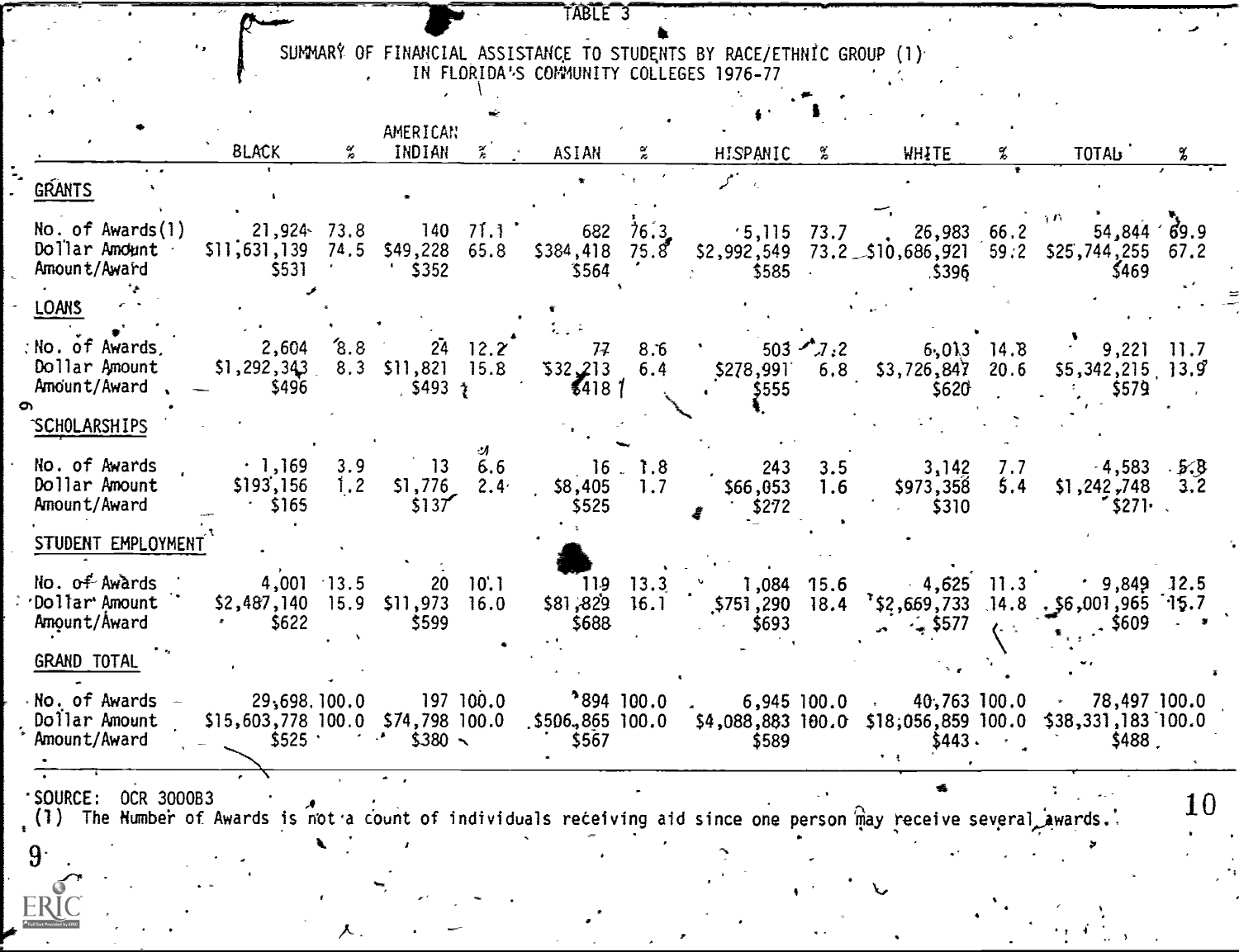TABLE 3

SUMMARY OF FINANCIAL ASSISTANCE TO STUDENTS BY RACE/ETHNIC GROUP (1) IN FLORIDA'S COMMUNITY COLLEGES 1976-77

| | BLACK | % | AMERICAN INDIAN | % | ASIAN | % | HISPANIC | % | WHITE | % | TOTAL | % |
|---|---|---|---|---|---|---|---|---|---|---|---|---|
| **GRANTS** | | | | | | | | | | | | |
| No. of Awards(1) | 21,924 | 73.8 | 140 | 71.1 | 682 | 76.3 | 5,115 | 73.7 | 26,983 | 66.2 | 54,844 | 69.9 |
| Dollar Amount | $11,631,139 | 74.5 | $49,228 | 65.8 | $384,418 | 75.8 | $2,992,549 | 73.2 | $10,686,921 | 59.2 | $25,744,255 | 67.2 |
| Amount/Award | $531 | | $352 | | $564 | | $585 | | $396 | | $469 | |
| **LOANS** | | | | | | | | | | | | |
| No. of Awards | 2,604 | 8.8 | 24 | 12.2 | 77 | 8.6 | 503 | 7.2 | 6,013 | 14.8 | 9,221 | 11.7 |
| Dollar Amount | $1,292,343 | 8.3 | $11,821 | 15.8 | $32,213 | 6.4 | $278,991 | 6.8 | $3,726,847 | 20.6 | $5,342,215 | 13.9 |
| Amount/Award | $496 | | $493 | | $418 | | $555 | | $620 | | $579 | |
| **SCHOLARSHIPS** | | | | | | | | | | | | |
| No. of Awards | 1,169 | 3.9 | 13 | 6.6 | 16 | 1.8 | 243 | 3.5 | 3,142 | 7.7 | 4,583 | 5.8 |
| Dollar Amount | $193,156 | 1.2 | $1,776 | 2.4 | $8,405 | 1.7 | $66,053 | 1.6 | $973,358 | 5.4 | $1,242,748 | 3.2 |
| Amount/Award | $165 | | $137 | | $525 | | $272 | | $310 | | $271 | |
| **STUDENT EMPLOYMENT** | | | | | | | | | | | | |
| No. of Awards | 4,001 | 13.5 | 20 | 10.1 | 119 | 13.3 | 1,084 | 15.6 | 4,625 | 11.3 | 9,849 | 12.5 |
| Dollar Amount | $2,487,140 | 15.9 | $11,973 | 16.0 | $81,829 | 16.1 | $751,290 | 18.4 | $2,669,733 | 14.8 | $6,001,965 | 15.7 |
| Amount/Award | $622 | | $599 | | $688 | | $693 | | $577 | | $609 | |
| **GRAND TOTAL** | | | | | | | | | | | | |
| No. of Awards | 29,698 | 100.0 | 197 | 100.0 | 894 | 100.0 | 6,945 | 100.0 | 40,763 | 100.0 | 78,497 | 100.0 |
| Dollar Amount | $15,603,778 | 100.0 | $74,798 | 100.0 | $506,865 | 100.0 | $4,088,883 | 100.0 | $18,056,859 | 100.0 | $38,331,183 | 100.0 |
| Amount/Award | $525 | | $380 | | $567 | | $589 | | $443 | | $488 | |

SOURCE: OCR 3000B3

(1) The Number of Awards is not a count of individuals receiving aid since one person may receive several awards.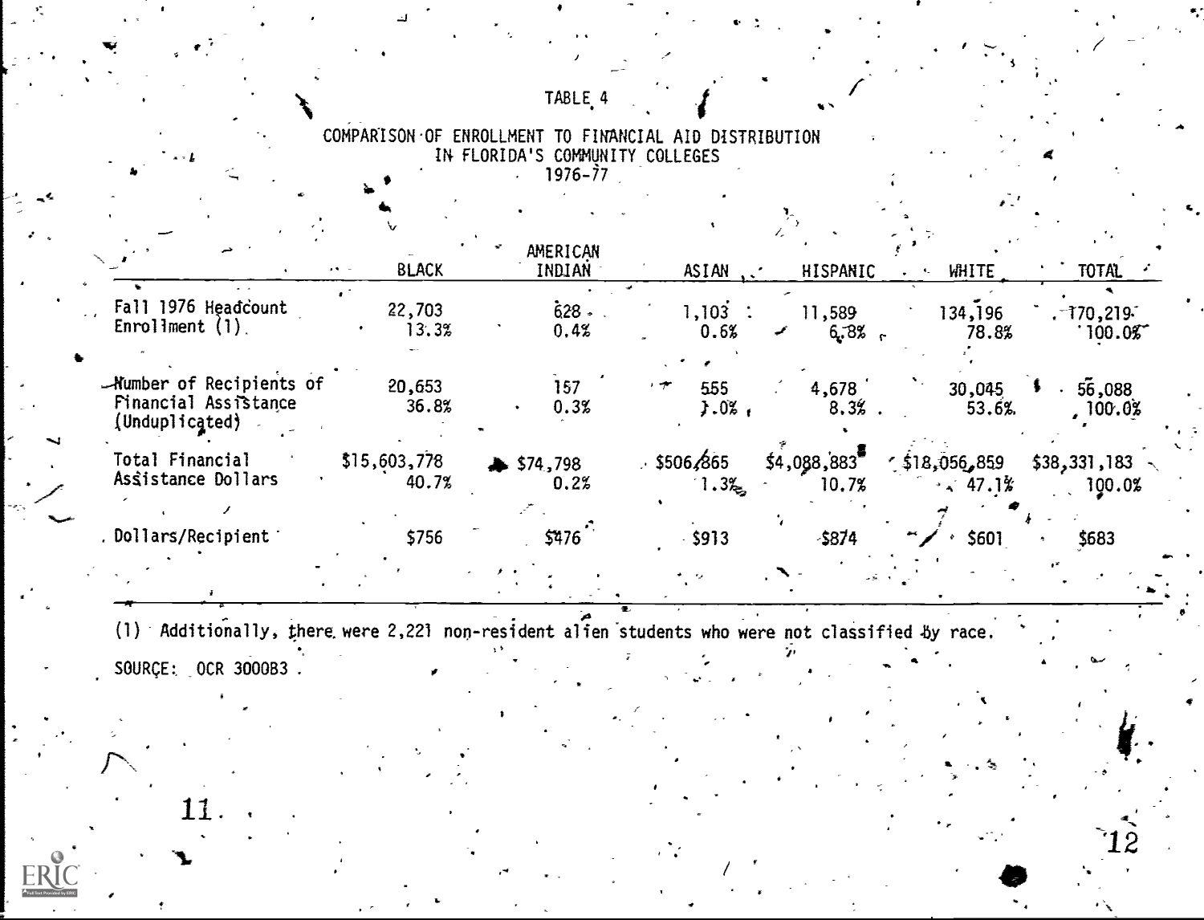TABLE 4

COMPARISON OF ENROLLMENT TO FINANCIAL AID DISTRIBUTION IN FLORIDA'S COMMUNITY COLLEGES 1976-77

| | BLACK | AMERICAN INDIAN | ASIAN | HISPANIC | WHITE | TOTAL |
|---|---|---|---|---|---|---|
| Fall 1976 Headcount Enrollment (1) | 22,703<br>13.3% | 628<br>0.4% | 1,103<br>0.6% | 11,589<br>6.8% | 134,196<br>78.8% | 170,219<br>100.0% |
| Number of Recipients of Financial Assistance (Unduplicated) | 20,653<br>36.8% | 157<br>0.3% | 555<br>1.0% | 4,678<br>8.3% | 30,045<br>53.6% | 56,088<br>100.0% |
| Total Financial Assistance Dollars | $15,603,778<br>40.7% | $74,798<br>0.2% | $506,865<br>1.3% | $4,088,883<br>10.7% | $18,056,859<br>47.1% | $38,331,183<br>100.0% |
| Dollars/Recipient | $756 | $476 | $913 | $874 | $601 | $683 |

(1) Additionally, there were 2,221 non-resident alien students who were not classified by race.

SOURCE: OCR 3000B3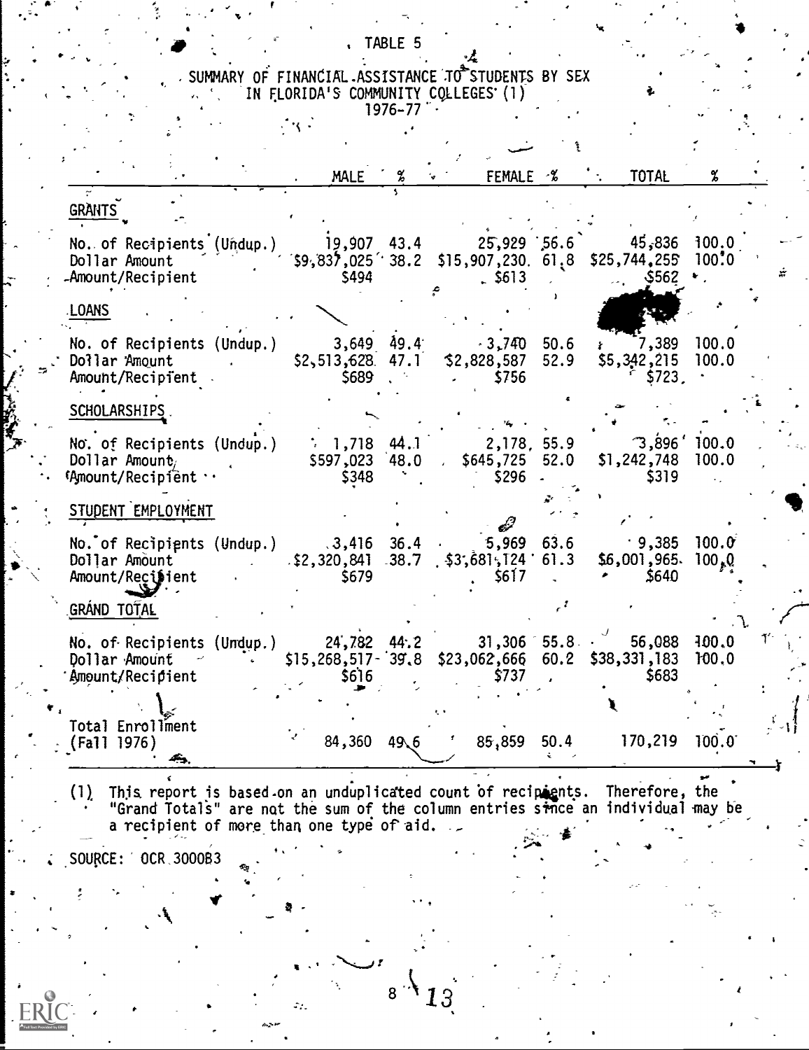TABLE 5

SUMMARY OF FINANCIAL ASSISTANCE TO STUDENTS BY SEX IN FLORIDA'S COMMUNITY COLLEGES (1)
1976-77

| | MALE | % | FEMALE | % | TOTAL | % |
|---|---|---|---|---|---|---|
| **GRANTS** | | | | | | |
| No. of Recipients (Undup.) | 19,907 | 43.4 | 25,929 | 56.6 | 45,836 | 100.0 |
| Dollar Amount | $9,837,025 | 38.2 | $15,907,230 | 61.8 | $25,744,255 | 100.0 |
| Amount/Recipient | $494 | | $613 | | $562 | |
| **LOANS** | | | | | | |
| No. of Recipients (Undup.) | 3,649 | 49.4 | 3,740 | 50.6 | 7,389 | 100.0 |
| Dollar Amount | $2,513,628 | 47.1 | $2,828,587 | 52.9 | $5,342,215 | 100.0 |
| Amount/Recipient | $689 | | $756 | | $723 | |
| **SCHOLARSHIPS** | | | | | | |
| No. of Recipients (Undup.) | 1,718 | 44.1 | 2,178 | 55.9 | 3,896 | 100.0 |
| Dollar Amount | $597,023 | 48.0 | $645,725 | 52.0 | $1,242,748 | 100.0 |
| Amount/Recipient | $348 | | $296 | | $319 | |
| **STUDENT EMPLOYMENT** | | | | | | |
| No. of Recipients (Undup.) | 3,416 | 36.4 | 5,969 | 63.6 | 9,385 | 100.0 |
| Dollar Amount | $2,320,841 | 38.7 | $3,681,124 | 61.3 | $6,001,965 | 100.0 |
| Amount/Recipient | $679 | | $617 | | $640 | |
| **GRAND TOTAL** | | | | | | |
| No. of Recipients (Undup.) | 24,782 | 44.2 | 31,306 | 55.8 | 56,088 | 100.0 |
| Dollar Amount | $15,268,517 | 39.8 | $23,062,666 | 60.2 | $38,331,183 | 100.0 |
| Amount/Recipient | $616 | | $737 | | $683 | |
| Total Enrollment (Fall 1976) | 84,360 | 49.6 | 85,859 | 50.4 | 170,219 | 100.0 |

(1) This report is based on an unduplicated count of recipients. Therefore, the "Grand Totals" are not the sum of the column entries since an individual may be a recipient of more than one type of aid.

SOURCE: OCR 3000B3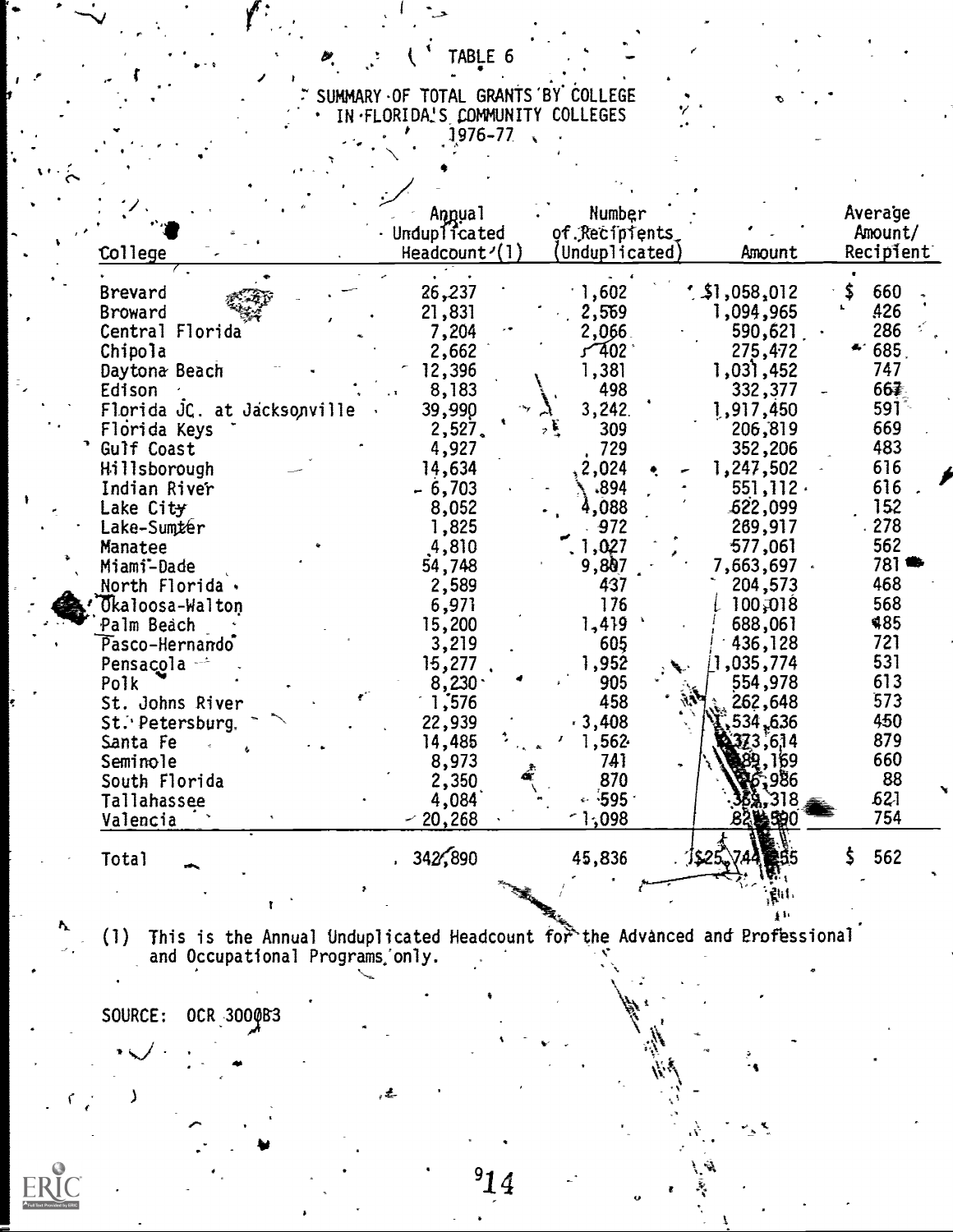TABLE 6

SUMMARY OF TOTAL GRANTS BY COLLEGE IN FLORIDA'S COMMUNITY COLLEGES

1976-77

| College | Annual Unduplicated Headcount (1) | Number of Recipients (Unduplicated) | Amount | Average Amount/ Recipient |
|---|---|---|---|---|
| Brevard | 26,237 | 1,602 | $1,058,012 | $ 660 |
| Broward | 21,831 | 2,569 | 1,094,965 | 426 |
| Central Florida | 7,204 | 2,066 | 590,621 | 286 |
| Chipola | 2,662 | 402 | 275,472 | 685 |
| Daytona Beach | 12,396 | 1,381 | 1,031,452 | 747 |
| Edison | 8,183 | 498 | 332,377 | 667 |
| Florida JC. at Jacksonville | 39,990 | 3,242 | 1,917,450 | 591 |
| Florida Keys | 2,527 | 309 | 206,819 | 669 |
| Gulf Coast | 4,927 | 729 | 352,206 | 483 |
| Hillsborough | 14,634 | 2,024 | 1,247,502 | 616 |
| Indian River | 6,703 | 894 | 551,112 | 616 |
| Lake City | 8,052 | 4,088 | 622,099 | 152 |
| Lake-Sumter | 1,825 | 972 | 269,917 | 278 |
| Manatee | 4,810 | 1,027 | 577,061 | 562 |
| Miami-Dade | 54,748 | 9,807 | 7,663,697 | 781 |
| North Florida | 2,589 | 437 | 204,573 | 468 |
| Okaloosa-Walton | 6,971 | 176 | 100,018 | 568 |
| Palm Beach | 15,200 | 1,419 | 688,061 | 485 |
| Pasco-Hernando | 3,219 | 605 | 436,128 | 721 |
| Pensacola | 15,277 | 1,952 | 1,035,774 | 531 |
| Polk | 8,230 | 905 | 554,978 | 613 |
| St. Johns River | 1,576 | 458 | 262,648 | 573 |
| St. Petersburg | 22,939 | 3,408 | 1,534,636 | 450 |
| Santa Fe | 14,486 | 1,562 | 1,373,614 | 879 |
| Seminole | 8,973 | 741 | 489,169 | 660 |
| South Florida | 2,350 | 870 | 76,986 | 88 |
| Tallahassee | 4,084 | 595 | 369,318 | 621 |
| Valencia | 20,268 | 1,098 | 827,590 | 754 |
| Total | 342,890 | 45,836 | $25,744,255 | $ 562 |

(1) This is the Annual Unduplicated Headcount for the Advanced and Professional and Occupational Programs only.

SOURCE: OCR 3000B3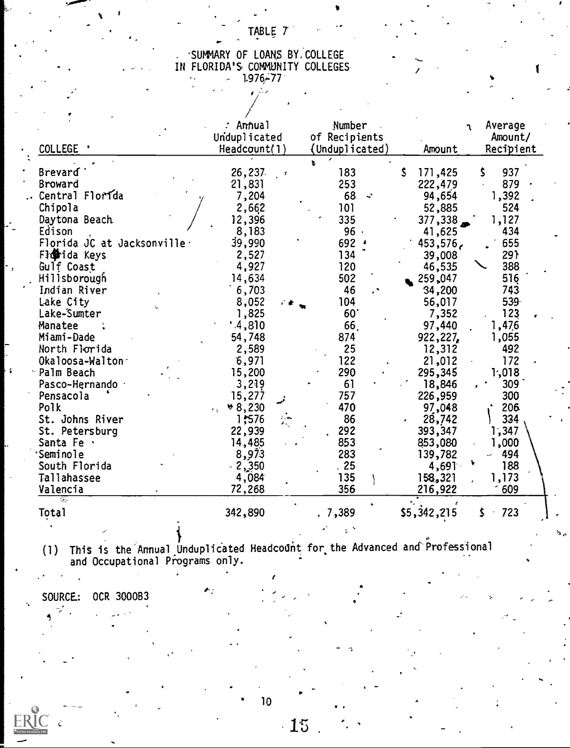TABLE 7

SUMMARY OF LOANS BY COLLEGE
IN FLORIDA'S COMMUNITY COLLEGES
1976-77

| COLLEGE | Annual Unduplicated Headcount(1) | Number of Recipients (Unduplicated) | Amount | Average Amount/ Recipient |
|---|---|---|---|---|
| Brevard | 26,237 | 183 | $ 171,425 | $ 937 |
| Broward | 21,831 | 253 | 222,479 | 879 |
| Central Florida | 7,204 | 68 | 94,654 | 1,392 |
| Chipola | 2,662 | 101 | 52,885 | 524 |
| Daytona Beach | 12,396 | 335 | 377,338 | 1,127 |
| Edison | 8,183 | 96 | 41,625 | 434 |
| Florida JC at Jacksonville | 39,990 | 692 | 453,576 | 655 |
| Florida Keys | 2,527 | 134 | 39,008 | 291 |
| Gulf Coast | 4,927 | 120 | 46,535 | 388 |
| Hillsborough | 14,634 | 502 | 259,047 | 516 |
| Indian River | 6,703 | 46 | 34,200 | 743 |
| Lake City | 8,052 | 104 | 56,017 | 539 |
| Lake-Sumter | 1,825 | 60 | 7,352 | 123 |
| Manatee | 4,810 | 66 | 97,440 | 1,476 |
| Miami-Dade | 54,748 | 874 | 922,227 | 1,055 |
| North Florida | 2,589 | 25 | 12,312 | 492 |
| Okaloosa-Walton | 6,971 | 122 | 21,012 | 172 |
| Palm Beach | 15,200 | 290 | 295,345 | 1,018 |
| Pasco-Hernando | 3,219 | 61 | 18,846 | 309 |
| Pensacola | 15,277 | 757 | 226,959 | 300 |
| Polk | 8,230 | 470 | 97,048 | 206 |
| St. Johns River | 1,576 | 86 | 28,742 | 334 |
| St. Petersburg | 22,939 | 292 | 393,347 | 1,347 |
| Santa Fe | 14,485 | 853 | 853,080 | 1,000 |
| Seminole | 8,973 | 283 | 139,782 | 494 |
| South Florida | 2,350 | 25 | 4,691 | 188 |
| Tallahassee | 4,084 | 135 | 158,321 | 1,173 |
| Valencia | 72,268 | 356 | 216,922 | 609 |
| Total | 342,890 | 7,389 | $5,342,215 | $ 723 |

(1) This is the Annual Unduplicated Headcount for the Advanced and Professional and Occupational Programs only.

SOURCE: OCR 3000B3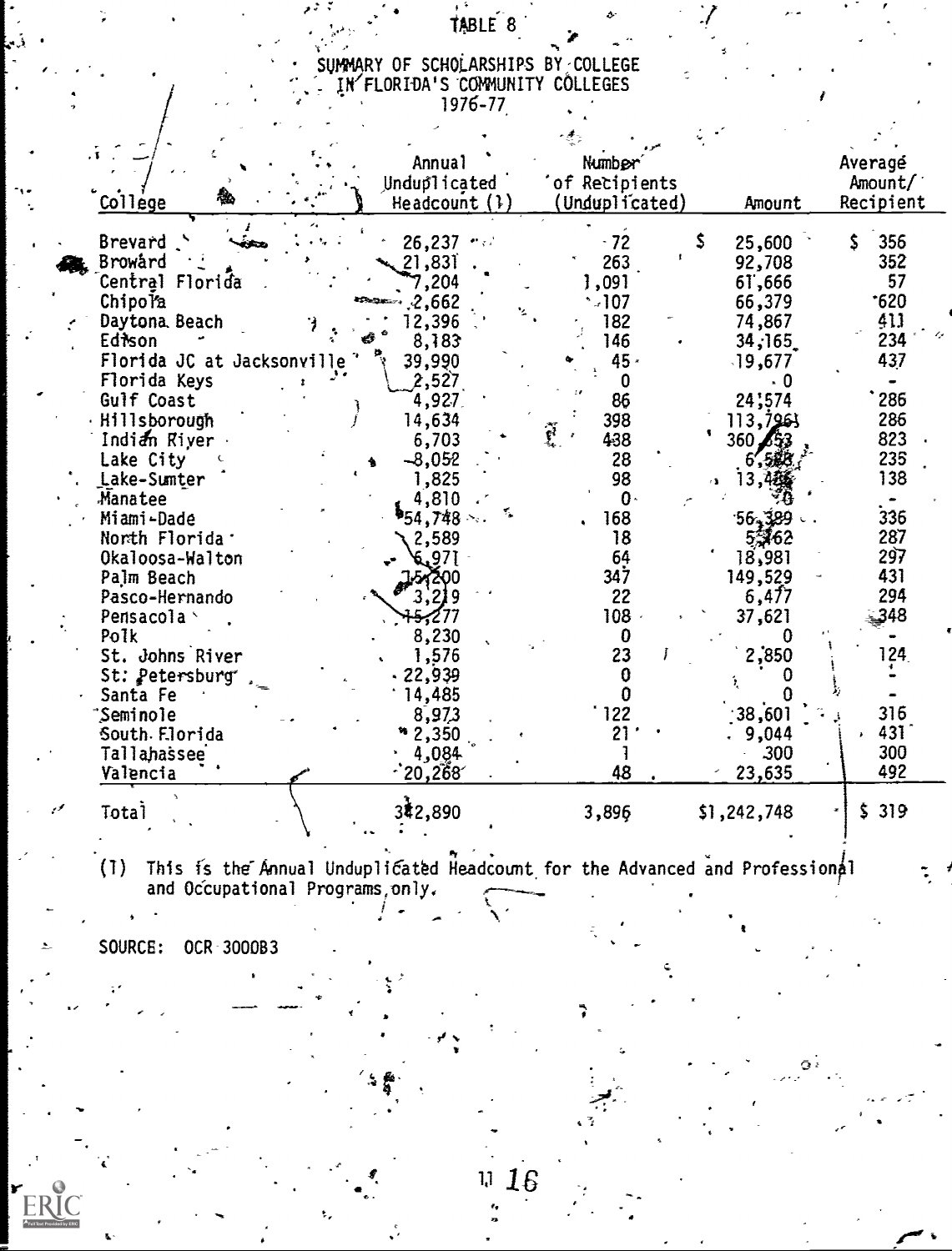# TABLE 8

## SUMMARY OF SCHOLARSHIPS BY COLLEGE IN FLORIDA'S COMMUNITY COLLEGES 1976-77

| College | Annual Unduplicated Headcount (1) | Number of Recipients (Unduplicated) | Amount | Average Amount/ Recipient |
|---|---|---|---|---|
| Brevard | 26,237 | 72 | $ 25,600 | $ 356 |
| Broward | 21,831 | 263 | 92,708 | 352 |
| Central Florida | 7,204 | 1,091 | 61,666 | 57 |
| Chipola | 2,662 | 107 | 66,379 | 620 |
| Daytona Beach | 12,396 | 182 | 74,867 | 411 |
| Edison | 8,183 | 146 | 34,165 | 234 |
| Florida JC at Jacksonville | 39,990 | 45 | 19,677 | 437 |
| Florida Keys | 2,527 | 0 | 0 | - |
| Gulf Coast | 4,927 | 86 | 24,574 | 286 |
| Hillsborough | 14,634 | 398 | 113,796 | 286 |
| Indian River | 6,703 | 438 | 360,453 | 823 |
| Lake City | 8,052 | 28 | 6,588 | 235 |
| Lake-Sumter | 1,825 | 98 | 13,486 | 138 |
| Manatee | 4,810 | 0 | 0 | - |
| Miami-Dade | 54,748 | 168 | 56,389 | 336 |
| North Florida | 2,589 | 18 | 5,162 | 287 |
| Okaloosa-Walton | 6,971 | 64 | 18,981 | 297 |
| Palm Beach | 15,200 | 347 | 149,529 | 431 |
| Pasco-Hernando | 3,219 | 22 | 6,477 | 294 |
| Pensacola | 15,277 | 108 | 37,621 | 348 |
| Polk | 8,230 | 0 | 0 | - |
| St. Johns River | 1,576 | 23 | 2,850 | 124 |
| St. Petersburg | 22,939 | 0 | 0 | - |
| Santa Fe | 14,485 | 0 | 0 | - |
| Seminole | 8,973 | 122 | 38,601 | 316 |
| South Florida | 2,350 | 21 | 9,044 | 431 |
| Tallahassee | 4,084 | 1 | 300 | 300 |
| Valencia | 20,268 | 48 | 23,635 | 492 |
| Total | 342,890 | 3,896 | $1,242,748 | $ 319 |

(1) This is the Annual Unduplicated Headcount for the Advanced and Professional and Occupational Programs only.

SOURCE: OCR 3000B3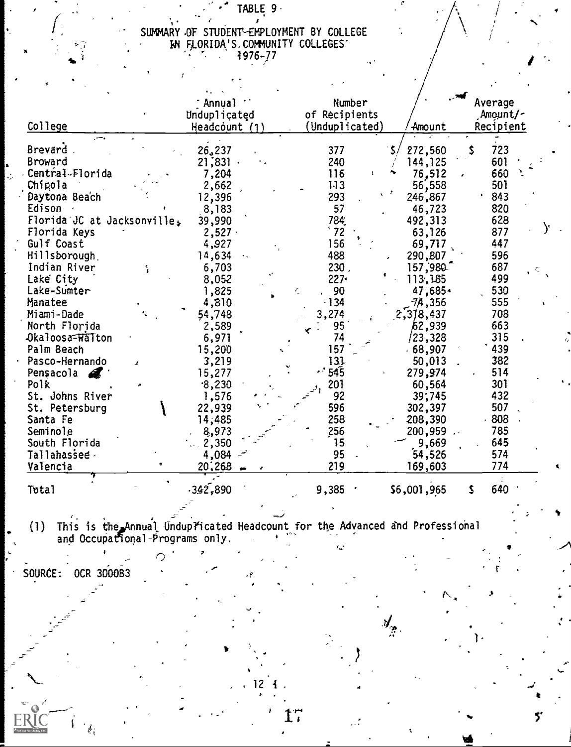TABLE 9

SUMMARY OF STUDENT EMPLOYMENT BY COLLEGE IN FLORIDA'S COMMUNITY COLLEGES 1976-77

| College | Annual Unduplicated Headcount (1) | Number of Recipients (Unduplicated) | Amount | Average Amount/Recipient |
|---|---|---|---|---|
| Brevard | 26,237 | 377 | $ 272,560 | $ 723 |
| Broward | 21,831 | 240 | 144,125 | 601 |
| Central Florida | 7,204 | 116 | 76,512 | 660 |
| Chipola | 2,662 | 113 | 56,558 | 501 |
| Daytona Beach | 12,396 | 293 | 246,867 | 843 |
| Edison | 8,183 | 57 | 46,723 | 820 |
| Florida JC at Jacksonville | 39,990 | 784 | 492,313 | 628 |
| Florida Keys | 2,527 | 72 | 63,126 | 877 |
| Gulf Coast | 4,927 | 156 | 69,717 | 447 |
| Hillsborough | 14,634 | 488 | 290,807 | 596 |
| Indian River | 6,703 | 230 | 157,980 | 687 |
| Lake City | 8,052 | 227 | 113,185 | 499 |
| Lake-Sumter | 1,825 | 90 | 47,685 | 530 |
| Manatee | 4,810 | 134 | 74,356 | 555 |
| Miami-Dade | 54,748 | 3,274 | 2,318,437 | 708 |
| North Florida | 2,589 | 95 | 62,939 | 663 |
| Okaloosa-Walton | 6,971 | 74 | 23,328 | 315 |
| Palm Beach | 15,200 | 157 | 68,907 | 439 |
| Pasco-Hernando | 3,219 | 131 | 50,013 | 382 |
| Pensacola | 15,277 | 545 | 279,974 | 514 |
| Polk | 8,230 | 201 | 60,564 | 301 |
| St. Johns River | 1,576 | 92 | 39,745 | 432 |
| St. Petersburg | 22,939 | 596 | 302,397 | 507 |
| Santa Fe | 14,485 | 258 | 208,390 | 808 |
| Seminole | 8,973 | 256 | 200,959 | 785 |
| South Florida | 2,350 | 15 | 9,669 | 645 |
| Tallahassee | 4,084 | 95 | 54,526 | 574 |
| Valencia | 20,268 | 219 | 169,603 | 774 |
| Total | 342,890 | 9,385 | $6,001,965 | $ 640 |

(1) This is the Annual Unduplicated Headcount for the Advanced and Professional and Occupational Programs only.

SOURCE: OCR 3D00B3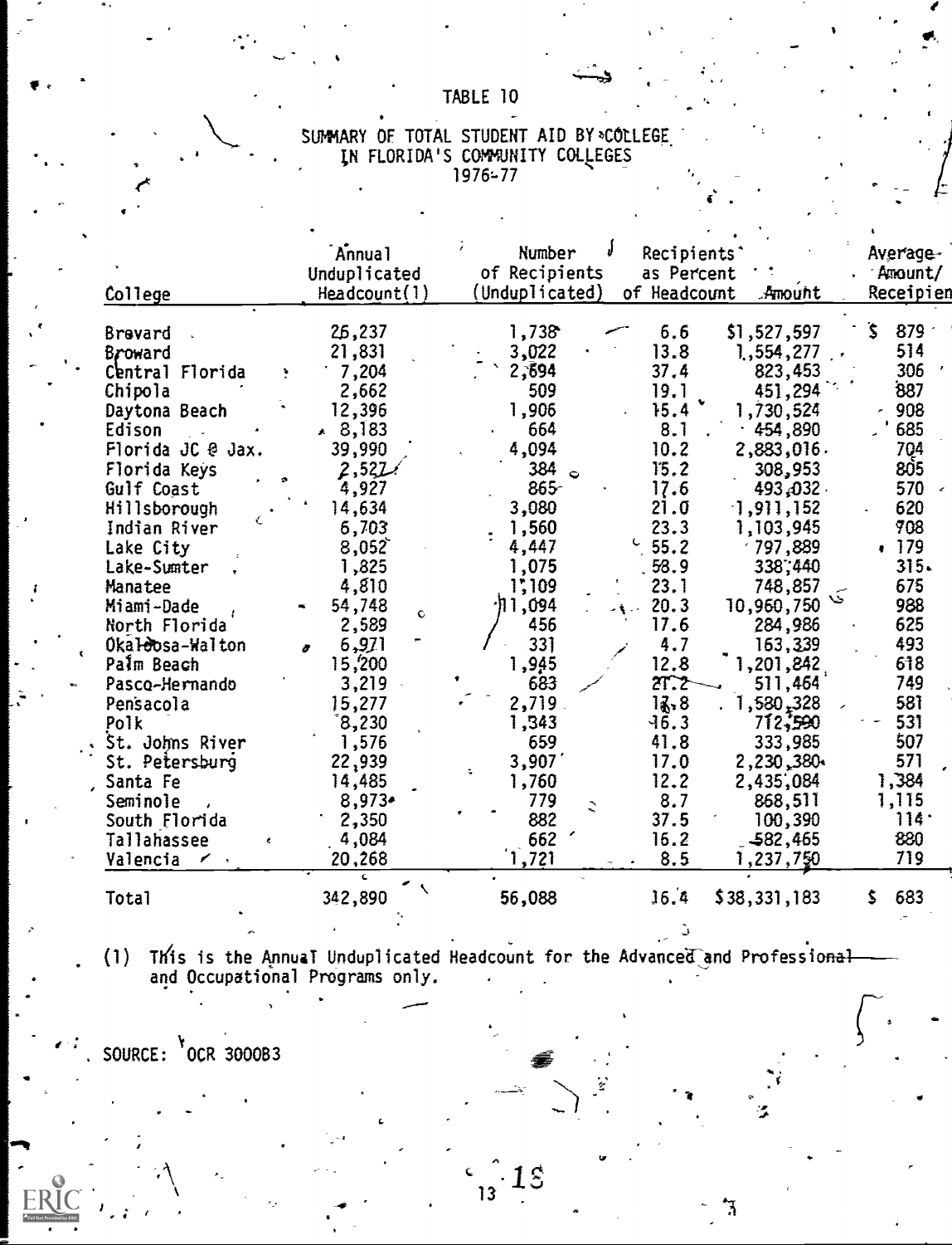# TABLE 10

## SUMMARY OF TOTAL STUDENT AID BY COLLEGE IN FLORIDA'S COMMUNITY COLLEGES 1976-77

| College | Annual Unduplicated Headcount(1) | Number of Recipients (Unduplicated) | Recipients as Percent of Headcount | Amount | Average Amount/ Recipient |
|---|---|---|---|---|---|
| Brevard | 26,237 | 1,738 | 6.6 | $1,527,597 | $ 879 |
| Broward | 21,831 | 3,022 | 13.8 | 1,554,277 | 514 |
| Central Florida | 7,204 | 2,694 | 37.4 | 823,453 | 306 |
| Chipola | 2,662 | 509 | 19.1 | 451,294 | 887 |
| Daytona Beach | 12,396 | 1,906 | 15.4 | 1,730,524 | 908 |
| Edison | 8,183 | 664 | 8.1 | 454,890 | 685 |
| Florida JC @ Jax. | 39,990 | 4,094 | 10.2 | 2,883,016 | 704 |
| Florida Keys | 2,527 | 384 | 15.2 | 308,953 | 805 |
| Gulf Coast | 4,927 | 865 | 17.6 | 493,032 | 570 |
| Hillsborough | 14,634 | 3,080 | 21.0 | 1,911,152 | 620 |
| Indian River | 6,703 | 1,560 | 23.3 | 1,103,945 | 708 |
| Lake City | 8,052 | 4,447 | 55.2 | 797,889 | 179 |
| Lake-Sumter | 1,825 | 1,075 | 58.9 | 338,440 | 315 |
| Manatee | 4,810 | 1,109 | 23.1 | 748,857 | 675 |
| Miami-Dade | 54,748 | 11,094 | 20.3 | 10,960,750 | 988 |
| North Florida | 2,589 | 456 | 17.6 | 284,986 | 625 |
| Okaloosa-Walton | 6,971 | 331 | 4.7 | 163,339 | 493 |
| Palm Beach | 15,200 | 1,945 | 12.8 | 1,201,842 | 618 |
| Pasco-Hernando | 3,219 | 683 | 21.2 | 511,464 | 749 |
| Pensacola | 15,277 | 2,719 | 17.8 | 1,580,328 | 581 |
| Polk | 8,230 | 1,343 | 16.3 | 712,590 | 531 |
| St. Johns River | 1,576 | 659 | 41.8 | 333,985 | 507 |
| St. Petersburg | 22,939 | 3,907 | 17.0 | 2,230,380 | 571 |
| Santa Fe | 14,485 | 1,760 | 12.2 | 2,435,084 | 1,384 |
| Seminole | 8,973 | 779 | 8.7 | 868,511 | 1,115 |
| South Florida | 2,350 | 882 | 37.5 | 100,390 | 114 |
| Tallahassee | 4,084 | 662 | 16.2 | 582,465 | 880 |
| Valencia | 20,268 | 1,721 | 8.5 | 1,237,750 | 719 |
| Total | 342,890 | 56,088 | 16.4 | $38,331,183 | $ 683 |

(1) This is the Annual Unduplicated Headcount for the Advanced and Professional and Occupational Programs only.

SOURCE: OCR 3000B3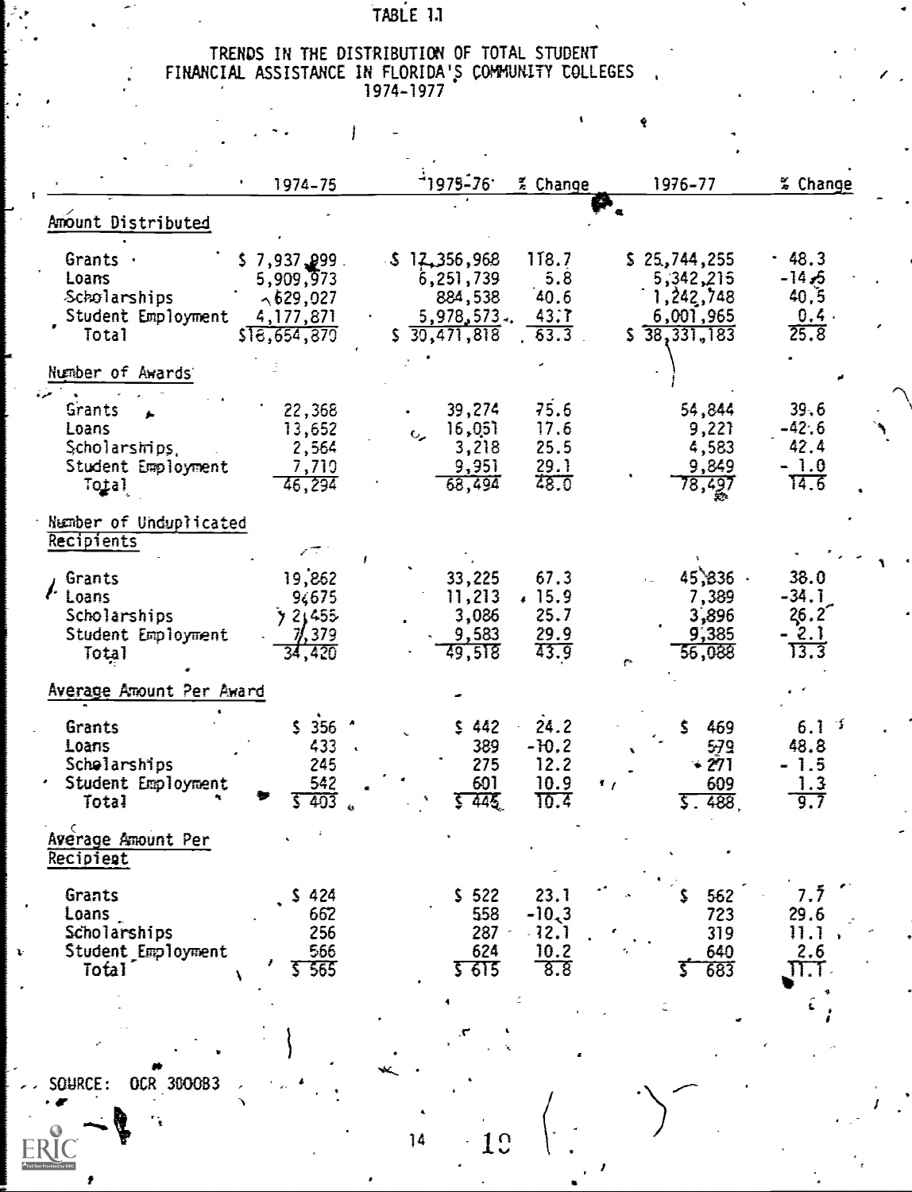TABLE 1.1

TRENDS IN THE DISTRIBUTION OF TOTAL STUDENT FINANCIAL ASSISTANCE IN FLORIDA'S COMMUNITY COLLEGES 1974-1977

| | 1974-75 | 1975-76 | % Change | 1976-77 | % Change |
|---|---|---|---|---|---|
| **Amount Distributed** | | | | | |
| Grants | $ 7,937,999 | $ 17,356,968 | 118.7 | $ 25,744,255 | 48.3 |
| Loans | 5,909,973 | 6,251,739 | 5.8 | 5,342,215 | -14.5 |
| Scholarships | 629,027 | 884,538 | 40.6 | 1,242,748 | 40.5 |
| Student Employment | 4,177,871 | 5,978,573 | 43.1 | 6,001,965 | 0.4 |
| Total | $16,654,870 | $ 30,471,818 | 63.3 | $ 38,331,183 | 25.8 |
| **Number of Awards** | | | | | |
| Grants | 22,368 | 39,274 | 75.6 | 54,844 | 39.6 |
| Loans | 13,652 | 16,051 | 17.6 | 9,221 | -42.6 |
| Scholarships | 2,564 | 3,218 | 25.5 | 4,583 | 42.4 |
| Student Employment | 7,710 | 9,951 | 29.1 | 9,849 | - 1.0 |
| Total | 46,294 | 68,494 | 48.0 | 78,497 | 14.6 |
| **Number of Unduplicated Recipients** | | | | | |
| Grants | 19,862 | 33,225 | 67.3 | 45,836 | 38.0 |
| Loans | 9,675 | 11,213 | 15.9 | 7,389 | -34.1 |
| Scholarships | 2,455 | 3,086 | 25.7 | 3,896 | 26.2 |
| Student Employment | 7,379 | 9,583 | 29.9 | 9,385 | - 2.1 |
| Total | 34,420 | 49,518 | 43.9 | 56,088 | 13.3 |
| **Average Amount Per Award** | | | | | |
| Grants | $ 356 | $ 442 | 24.2 | $ 469 | 6.1 |
| Loans | 433 | 389 | -10.2 | 579 | 48.8 |
| Scholarships | 245 | 275 | 12.2 | 271 | - 1.5 |
| Student Employment | 542 | 601 | 10.9 | 609 | 1.3 |
| Total | $ 403 | $ 445 | 10.4 | $ 488 | 9.7 |
| **Average Amount Per Recipient** | | | | | |
| Grants | $ 424 | $ 522 | 23.1 | $ 562 | 7.7 |
| Loans | 662 | 558 | -10.3 | 723 | 29.6 |
| Scholarships | 256 | 287 | 12.1 | 319 | 11.1 |
| Student Employment | 566 | 624 | 10.2 | 640 | 2.6 |
| Total | $ 565 | $ 615 | 8.8 | $ 683 | 11.1 |

SOURCE: OCR 300083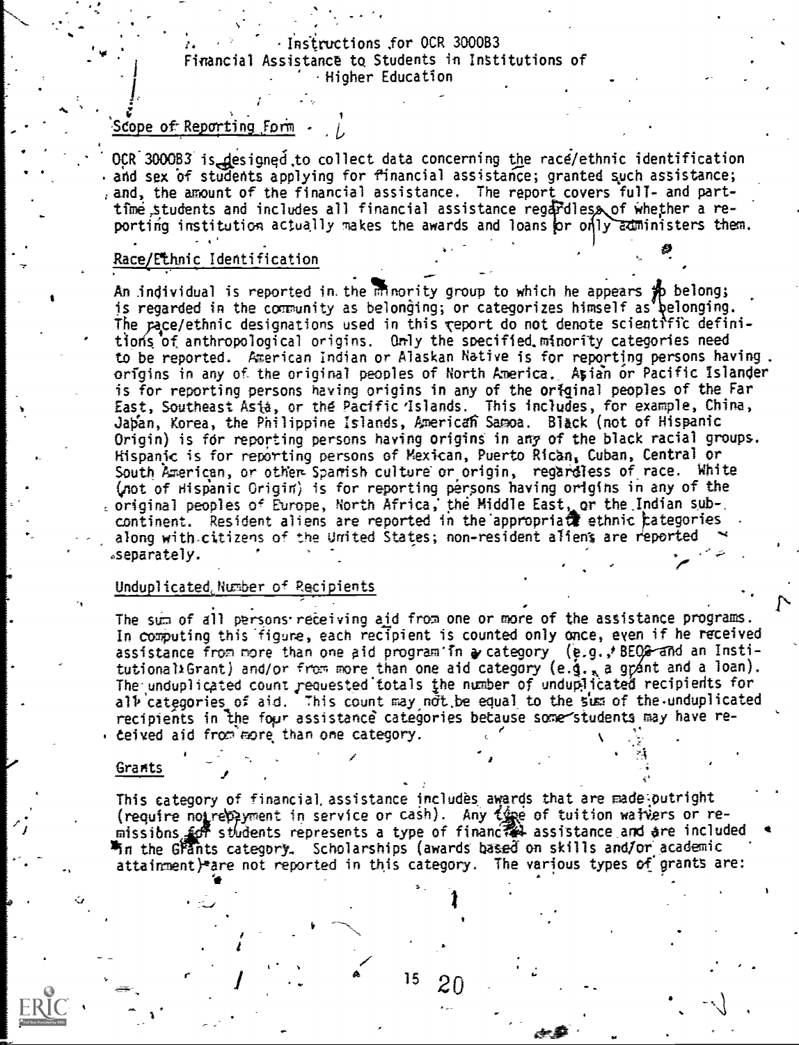# Instructions for OCR 3000B3
## Financial Assistance to Students in Institutions of Higher Education

### Scope of Reporting Form

OCR 3000B3 is designed to collect data concerning the race/ethnic identification and sex of students applying for financial assistance; granted such assistance; and, the amount of the financial assistance. The report covers full- and part-time students and includes all financial assistance regardless of whether a reporting institution actually makes the awards and loans or only administers them.

### Race/Ethnic Identification

An individual is reported in the minority group to which he appears to belong; is regarded in the community as belonging; or categorizes himself as belonging. The race/ethnic designations used in this report do not denote scientific definitions of anthropological origins. Only the specified minority categories need to be reported. American Indian or Alaskan Native is for reporting persons having origins in any of the original peoples of North America. Asian or Pacific Islander is for reporting persons having origins in any of the original peoples of the Far East, Southeast Asia, or the Pacific Islands. This includes, for example, China, Japan, Korea, the Philippine Islands, American Samoa. Black (not of Hispanic Origin) is for reporting persons having origins in any of the black racial groups. Hispanic is for reporting persons of Mexican, Puerto Rican, Cuban, Central or South American, or other Spanish culture or origin, regardless of race. White (not of Hispanic Origin) is for reporting persons having origins in any of the original peoples of Europe, North Africa, the Middle East, or the Indian subcontinent. Resident aliens are reported in the appropriate ethnic categories along with citizens of the United States; non-resident aliens are reported separately.

### Unduplicated Number of Recipients

The sum of all persons receiving aid from one or more of the assistance programs. In computing this figure, each recipient is counted only once, even if he received assistance from more than one aid program in a category (e.g., BEOG and an Institutional Grant) and/or from more than one aid category (e.g., a grant and a loan). The unduplicated count requested totals the number of unduplicated recipients for all categories of aid. This count may not be equal to the sum of the unduplicated recipients in the four assistance categories because some students may have received aid from more than one category.

### Grants

This category of financial assistance includes awards that are made outright (require no repayment in service or cash). Any type of tuition waivers or remissions for students represents a type of financial assistance and are included in the Grants category. Scholarships (awards based on skills and/or academic attainment) are not reported in this category. The various types of grants are: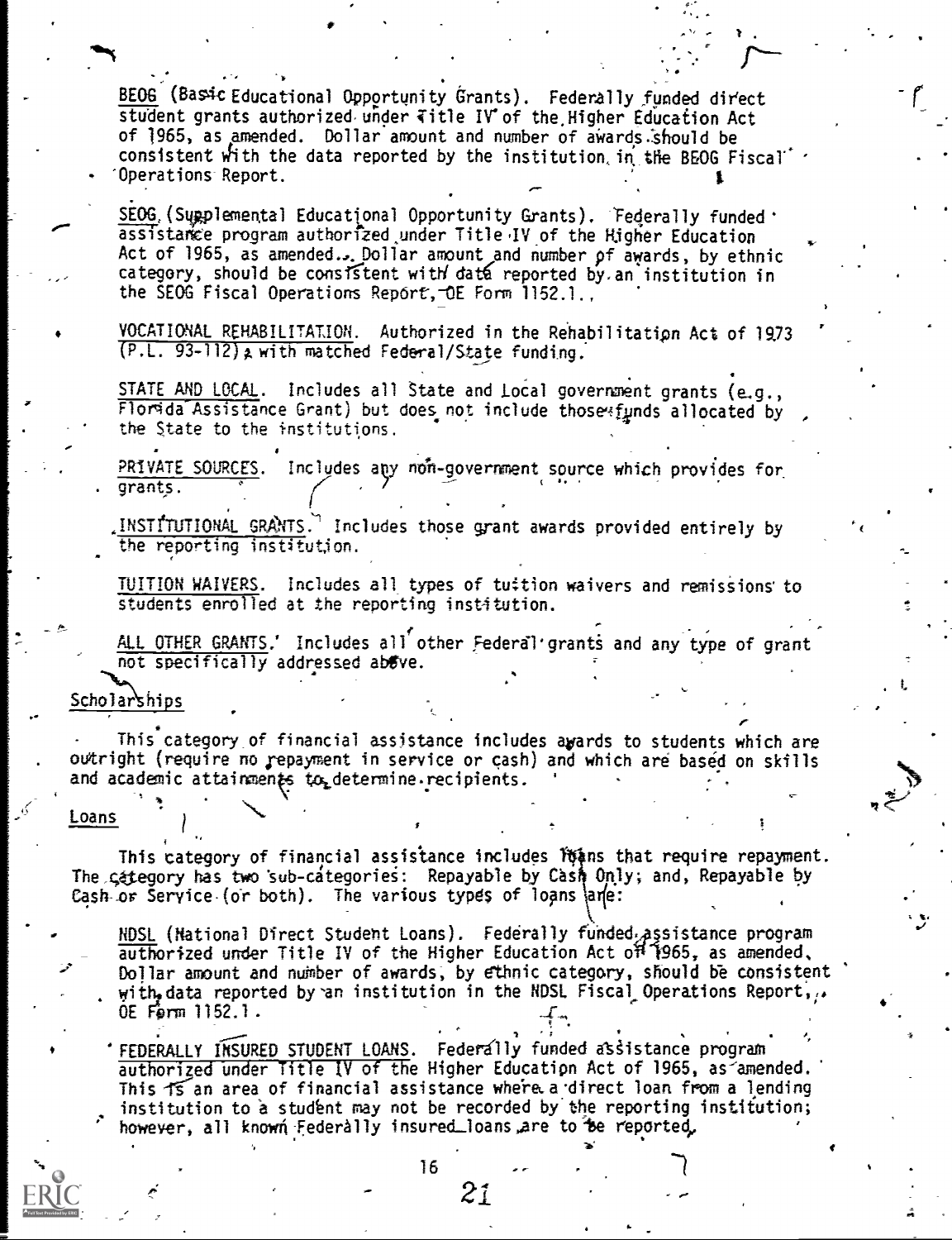BEOG (Basic Educational Opportunity Grants). Federally funded direct student grants authorized under Title IV of the Higher Education Act of 1965, as amended. Dollar amount and number of awards should be consistent with the data reported by the institution in the BEOG Fiscal Operations Report.

SEOG (Supplemental Educational Opportunity Grants). Federally funded assistance program authorized under Title IV of the Higher Education Act of 1965, as amended. Dollar amount and number of awards, by ethnic category, should be consistent with data reported by an institution in the SEOG Fiscal Operations Report, OE Form 1152.1.

VOCATIONAL REHABILITATION. Authorized in the Rehabilitation Act of 1973 (P.L. 93-112), with matched Federal/State funding.

STATE AND LOCAL. Includes all State and Local government grants (e.g., Florida Assistance Grant) but does not include those funds allocated by the State to the institutions.

PRIVATE SOURCES. Includes any non-government source which provides for grants.

INSTITUTIONAL GRANTS. Includes those grant awards provided entirely by the reporting institution.

TUITION WAIVERS. Includes all types of tuition waivers and remissions to students enrolled at the reporting institution.

ALL OTHER GRANTS. Includes all other Federal grants and any type of grant not specifically addressed above.

## Scholarships

This category of financial assistance includes awards to students which are outright (require no repayment in service or cash) and which are based on skills and academic attainments to determine recipients.

## Loans

This category of financial assistance includes loans that require repayment. The category has two sub-categories: Repayable by Cash Only; and, Repayable by Cash or Service (or both). The various types of loans are:

NDSL (National Direct Student Loans). Federally funded assistance program authorized under Title IV of the Higher Education Act of 1965, as amended. Dollar amount and number of awards, by ethnic category, should be consistent with data reported by an institution in the NDSL Fiscal Operations Report, OE Form 1152.1.

FEDERALLY INSURED STUDENT LOANS. Federally funded assistance program authorized under Title IV of the Higher Education Act of 1965, as amended. This is an area of financial assistance where a direct loan from a lending institution to a student may not be recorded by the reporting institution; however, all known Federally insured loans are to be reported.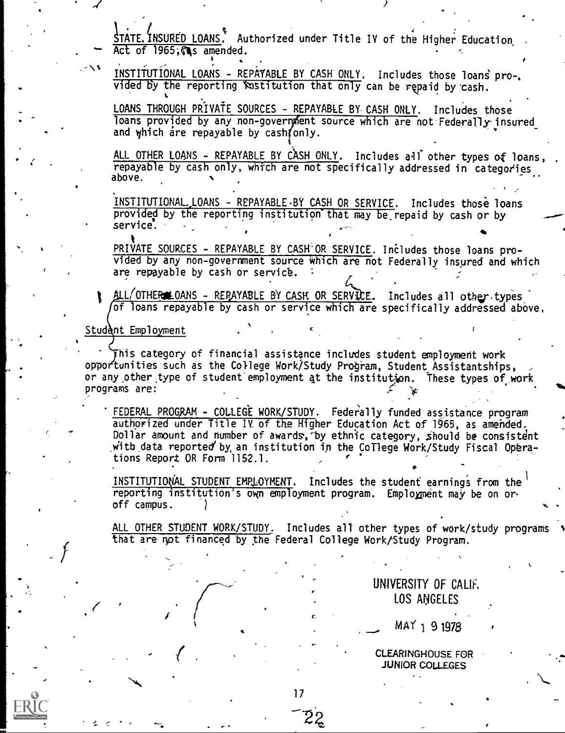STATE INSURED LOANS. Authorized under Title IV of the Higher Education Act of 1965, as amended.

INSTITUTIONAL LOANS - REPAYABLE BY CASH ONLY. Includes those loans provided by the reporting institution that only can be repaid by cash.

LOANS THROUGH PRIVATE SOURCES - REPAYABLE BY CASH ONLY. Includes those loans provided by any non-government source which are not Federally insured and which are repayable by cash only.

ALL OTHER LOANS - REPAYABLE BY CASH ONLY. Includes all other types of loans, repayable by cash only, which are not specifically addressed in categories above.

INSTITUTIONAL LOANS - REPAYABLE BY CASH OR SERVICE. Includes those loans provided by the reporting institution that may be repaid by cash or by service.

PRIVATE SOURCES - REPAYABLE BY CASH OR SERVICE. Includes those loans provided by any non-government source which are not Federally insured and which are repayable by cash or service.

ALL OTHER LOANS - REPAYABLE BY CASH OR SERVICE. Includes all other types of loans repayable by cash or service which are specifically addressed above.

Student Employment

This category of financial assistance includes student employment work opportunities such as the College Work/Study Program, Student Assistantships, or any other type of student employment at the institution. These types of work programs are:

FEDERAL PROGRAM - COLLEGE WORK/STUDY. Federally funded assistance program authorized under Title IV of the Higher Education Act of 1965, as amended. Dollar amount and number of awards, by ethnic category, should be consistent with data reported by an institution in the College Work/Study Fiscal Operations Report OR Form 1152.1.

INSTITUTIONAL STUDENT EMPLOYMENT. Includes the student earnings from the reporting institution's own employment program. Employment may be on or off campus.

ALL OTHER STUDENT WORK/STUDY. Includes all other types of work/study programs that are not financed by the Federal College Work/Study Program.

UNIVERSITY OF CALIF.
LOS ANGELES

MAY 19 1978

CLEARINGHOUSE FOR
JUNIOR COLLEGES